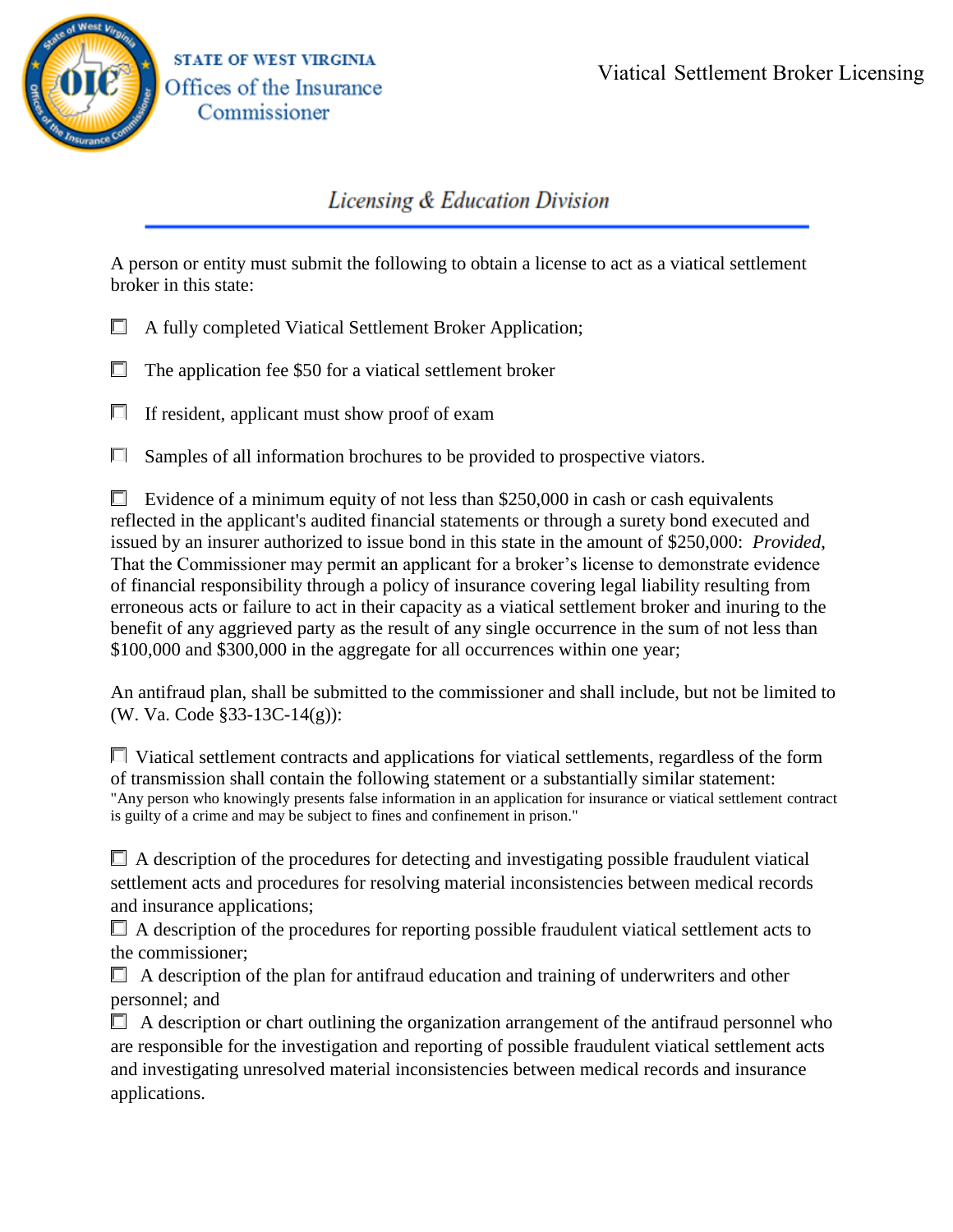STATE OF WEST VIRGINIA
Offices of the Insurance Commissioner

# Viatical Settlement Broker Licensing

## *Licensing & Education Division*

A person or entity must submit the following to obtain a license to act as a viatical settlement broker in this state:

- ☐ A fully completed Viatical Settlement Broker Application;
- ☐ The application fee $50 for a viatical settlement broker
- ☐ If resident, applicant must show proof of exam
- ☐ Samples of all information brochures to be provided to prospective viators.
- ☐ Evidence of a minimum equity of not less than $250,000 in cash or cash equivalents reflected in the applicant's audited financial statements or through a surety bond executed and issued by an insurer authorized to issue bond in this state in the amount of $250,000: *Provided*, That the Commissioner may permit an applicant for a broker's license to demonstrate evidence of financial responsibility through a policy of insurance covering legal liability resulting from erroneous acts or failure to act in their capacity as a viatical settlement broker and inuring to the benefit of any aggrieved party as the result of any single occurrence in the sum of not less than $100,000 and $300,000 in the aggregate for all occurrences within one year;

An antifraud plan, shall be submitted to the commissioner and shall include, but not be limited to (W. Va. Code §33-13C-14(g)):

- ☐ Viatical settlement contracts and applications for viatical settlements, regardless of the form of transmission shall contain the following statement or a substantially similar statement: "Any person who knowingly presents false information in an application for insurance or viatical settlement contract is guilty of a crime and may be subject to fines and confinement in prison."
- ☐ A description of the procedures for detecting and investigating possible fraudulent viatical settlement acts and procedures for resolving material inconsistencies between medical records and insurance applications;
- ☐ A description of the procedures for reporting possible fraudulent viatical settlement acts to the commissioner;
- ☐ A description of the plan for antifraud education and training of underwriters and other personnel; and
- ☐ A description or chart outlining the organization arrangement of the antifraud personnel who are responsible for the investigation and reporting of possible fraudulent viatical settlement acts and investigating unresolved material inconsistencies between medical records and insurance applications.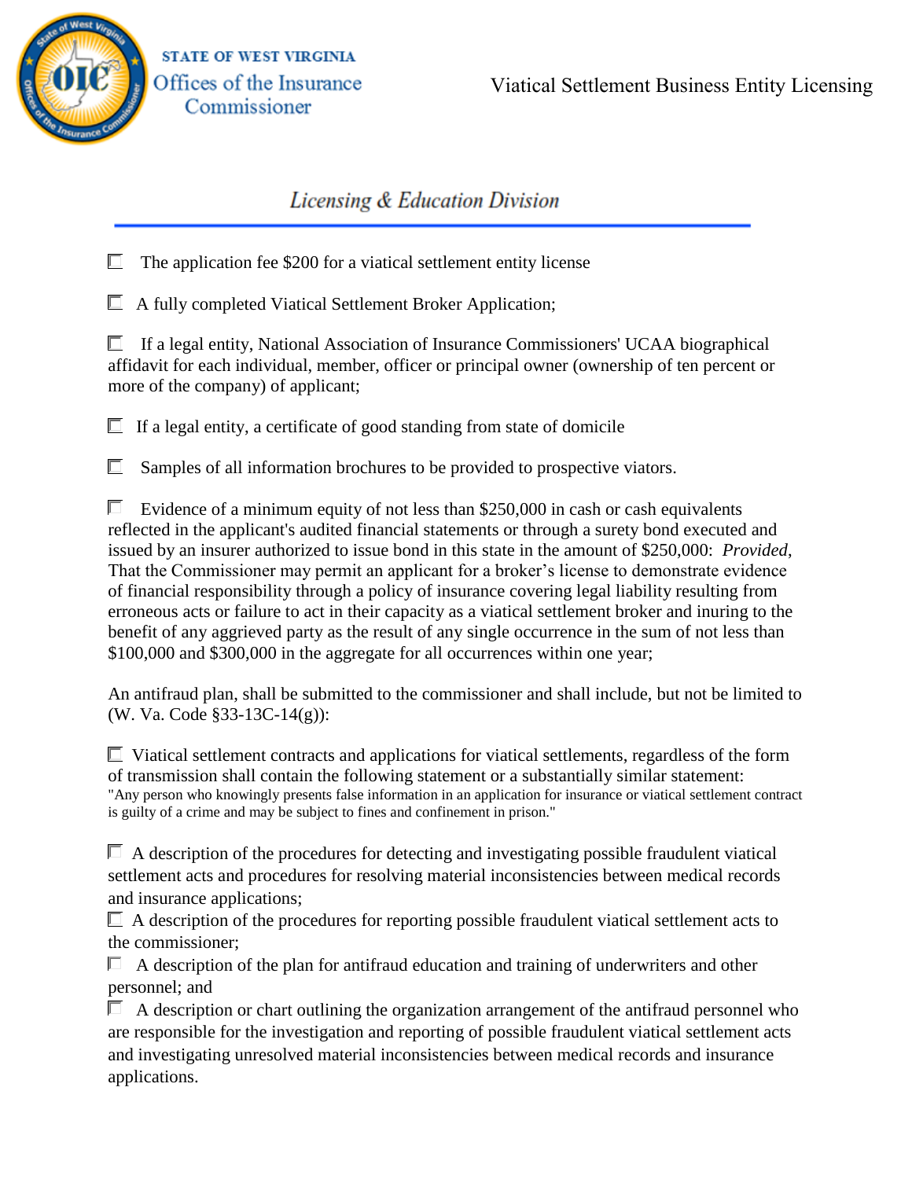STATE OF WEST VIRGINIA
Offices of the Insurance Commissioner

Viatical Settlement Business Entity Licensing

## *Licensing & Education Division*

- ☐ The application fee $200 for a viatical settlement entity license
- ☐ A fully completed Viatical Settlement Broker Application;
- ☐ If a legal entity, National Association of Insurance Commissioners' UCAA biographical affidavit for each individual, member, officer or principal owner (ownership of ten percent or more of the company) of applicant;
- ☐ If a legal entity, a certificate of good standing from state of domicile
- ☐ Samples of all information brochures to be provided to prospective viators.
- ☐ Evidence of a minimum equity of not less than $250,000 in cash or cash equivalents reflected in the applicant's audited financial statements or through a surety bond executed and issued by an insurer authorized to issue bond in this state in the amount of $250,000: *Provided*, That the Commissioner may permit an applicant for a broker's license to demonstrate evidence of financial responsibility through a policy of insurance covering legal liability resulting from erroneous acts or failure to act in their capacity as a viatical settlement broker and inuring to the benefit of any aggrieved party as the result of any single occurrence in the sum of not less than $100,000 and $300,000 in the aggregate for all occurrences within one year;

An antifraud plan, shall be submitted to the commissioner and shall include, but not be limited to (W. Va. Code §33-13C-14(g)):

- ☐ Viatical settlement contracts and applications for viatical settlements, regardless of the form of transmission shall contain the following statement or a substantially similar statement: "Any person who knowingly presents false information in an application for insurance or viatical settlement contract is guilty of a crime and may be subject to fines and confinement in prison."
- ☐ A description of the procedures for detecting and investigating possible fraudulent viatical settlement acts and procedures for resolving material inconsistencies between medical records and insurance applications;
- ☐ A description of the procedures for reporting possible fraudulent viatical settlement acts to the commissioner;
- ☐ A description of the plan for antifraud education and training of underwriters and other personnel; and
- ☐ A description or chart outlining the organization arrangement of the antifraud personnel who are responsible for the investigation and reporting of possible fraudulent viatical settlement acts and investigating unresolved material inconsistencies between medical records and insurance applications.